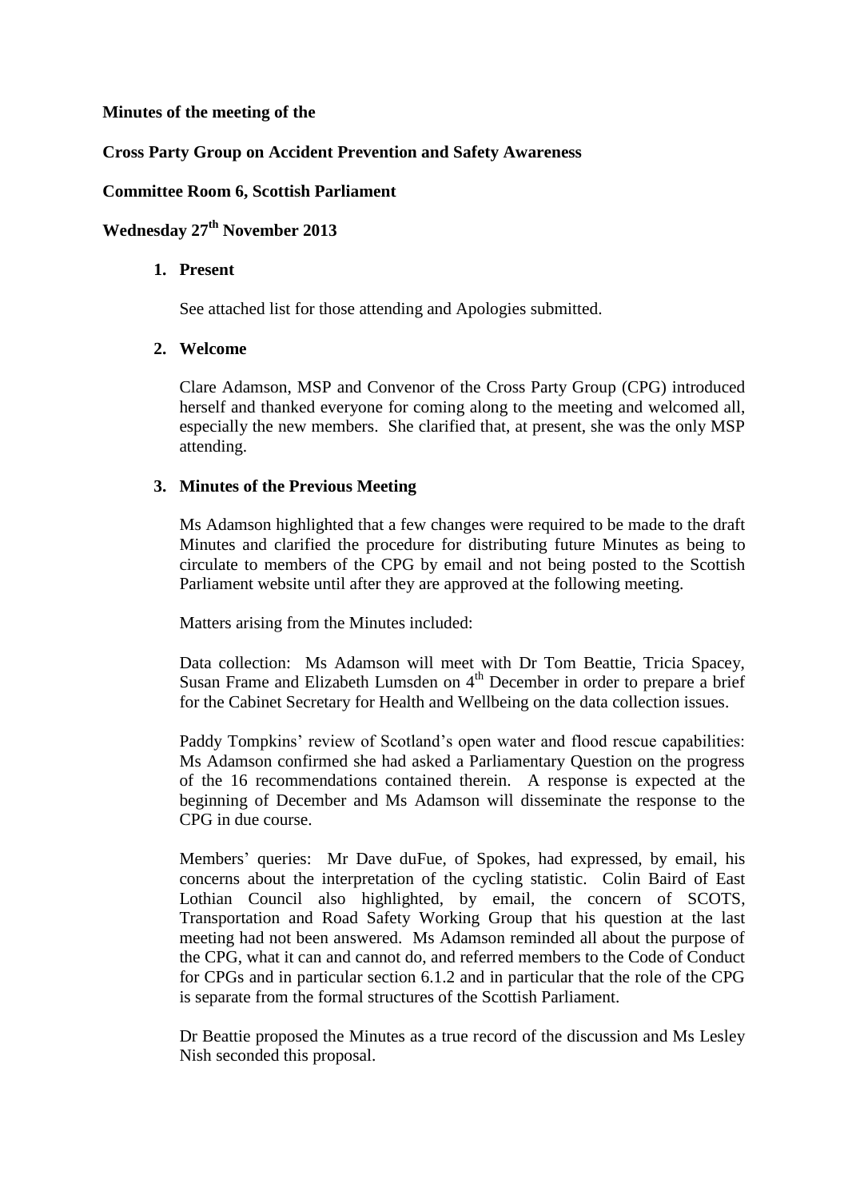**Minutes of the meeting of the**

**Cross Party Group on Accident Prevention and Safety Awareness**

**Committee Room 6, Scottish Parliament**

**Wednesday 27th November 2013**

1. **Present**

   See attached list for those attending and Apologies submitted.

2. **Welcome**

   Clare Adamson, MSP and Convenor of the Cross Party Group (CPG) introduced herself and thanked everyone for coming along to the meeting and welcomed all, especially the new members. She clarified that, at present, she was the only MSP attending.

3. **Minutes of the Previous Meeting**

   Ms Adamson highlighted that a few changes were required to be made to the draft Minutes and clarified the procedure for distributing future Minutes as being to circulate to members of the CPG by email and not being posted to the Scottish Parliament website until after they are approved at the following meeting.

   Matters arising from the Minutes included:

   Data collection: Ms Adamson will meet with Dr Tom Beattie, Tricia Spacey, Susan Frame and Elizabeth Lumsden on 4th December in order to prepare a brief for the Cabinet Secretary for Health and Wellbeing on the data collection issues.

   Paddy Tompkins' review of Scotland's open water and flood rescue capabilities: Ms Adamson confirmed she had asked a Parliamentary Question on the progress of the 16 recommendations contained therein. A response is expected at the beginning of December and Ms Adamson will disseminate the response to the CPG in due course.

   Members' queries: Mr Dave duFue, of Spokes, had expressed, by email, his concerns about the interpretation of the cycling statistic. Colin Baird of East Lothian Council also highlighted, by email, the concern of SCOTS, Transportation and Road Safety Working Group that his question at the last meeting had not been answered. Ms Adamson reminded all about the purpose of the CPG, what it can and cannot do, and referred members to the Code of Conduct for CPGs and in particular section 6.1.2 and in particular that the role of the CPG is separate from the formal structures of the Scottish Parliament.

   Dr Beattie proposed the Minutes as a true record of the discussion and Ms Lesley Nish seconded this proposal.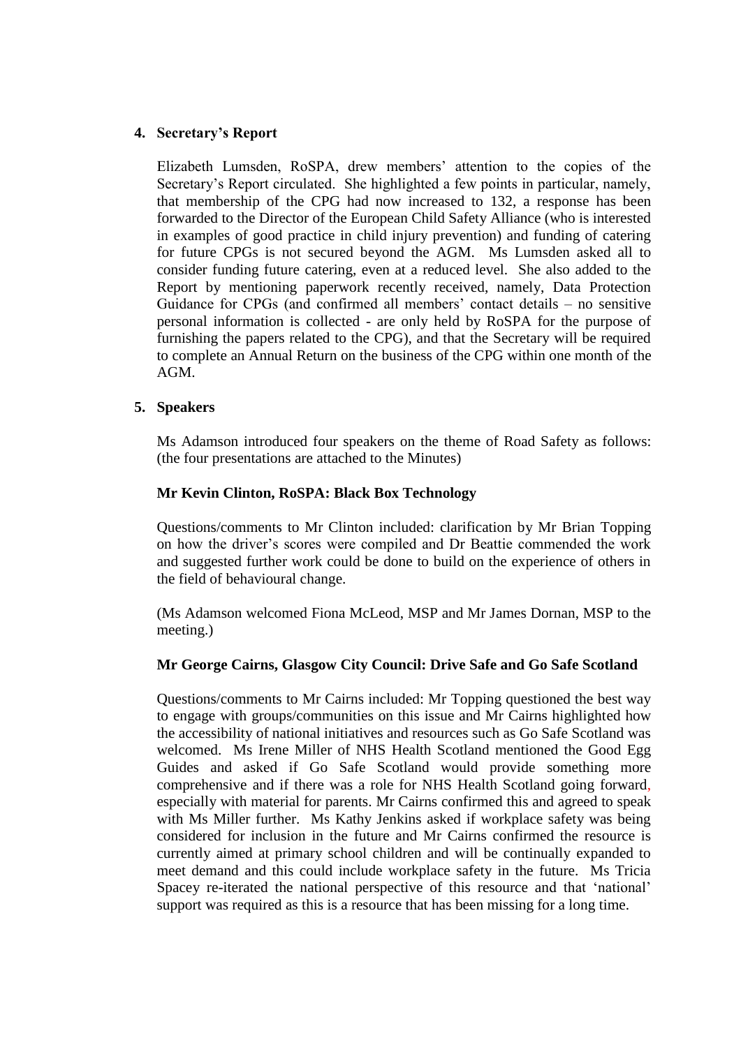## 4. Secretary's Report

Elizabeth Lumsden, RoSPA, drew members' attention to the copies of the Secretary's Report circulated. She highlighted a few points in particular, namely, that membership of the CPG had now increased to 132, a response has been forwarded to the Director of the European Child Safety Alliance (who is interested in examples of good practice in child injury prevention) and funding of catering for future CPGs is not secured beyond the AGM. Ms Lumsden asked all to consider funding future catering, even at a reduced level. She also added to the Report by mentioning paperwork recently received, namely, Data Protection Guidance for CPGs (and confirmed all members' contact details – no sensitive personal information is collected - are only held by RoSPA for the purpose of furnishing the papers related to the CPG), and that the Secretary will be required to complete an Annual Return on the business of the CPG within one month of the AGM.

## 5. Speakers

Ms Adamson introduced four speakers on the theme of Road Safety as follows: (the four presentations are attached to the Minutes)

**Mr Kevin Clinton, RoSPA: Black Box Technology**

Questions/comments to Mr Clinton included: clarification by Mr Brian Topping on how the driver's scores were compiled and Dr Beattie commended the work and suggested further work could be done to build on the experience of others in the field of behavioural change.

(Ms Adamson welcomed Fiona McLeod, MSP and Mr James Dornan, MSP to the meeting.)

**Mr George Cairns, Glasgow City Council: Drive Safe and Go Safe Scotland**

Questions/comments to Mr Cairns included: Mr Topping questioned the best way to engage with groups/communities on this issue and Mr Cairns highlighted how the accessibility of national initiatives and resources such as Go Safe Scotland was welcomed. Ms Irene Miller of NHS Health Scotland mentioned the Good Egg Guides and asked if Go Safe Scotland would provide something more comprehensive and if there was a role for NHS Health Scotland going forward, especially with material for parents. Mr Cairns confirmed this and agreed to speak with Ms Miller further. Ms Kathy Jenkins asked if workplace safety was being considered for inclusion in the future and Mr Cairns confirmed the resource is currently aimed at primary school children and will be continually expanded to meet demand and this could include workplace safety in the future. Ms Tricia Spacey re-iterated the national perspective of this resource and that 'national' support was required as this is a resource that has been missing for a long time.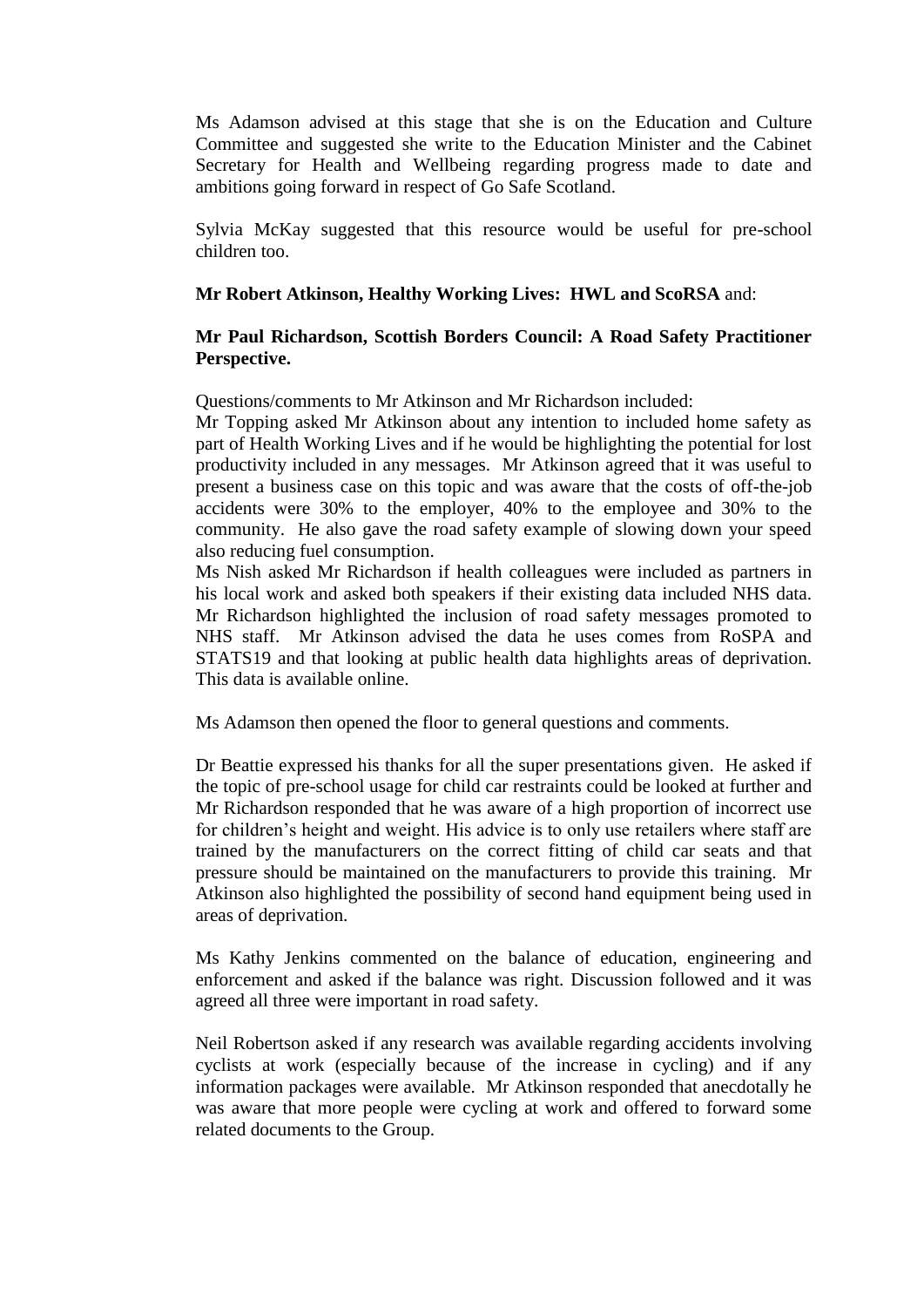Ms Adamson advised at this stage that she is on the Education and Culture Committee and suggested she write to the Education Minister and the Cabinet Secretary for Health and Wellbeing regarding progress made to date and ambitions going forward in respect of Go Safe Scotland.

Sylvia McKay suggested that this resource would be useful for pre-school children too.

**Mr Robert Atkinson, Healthy Working Lives: HWL and ScoRSA** and:

**Mr Paul Richardson, Scottish Borders Council: A Road Safety Practitioner Perspective.**

Questions/comments to Mr Atkinson and Mr Richardson included:
Mr Topping asked Mr Atkinson about any intention to included home safety as part of Health Working Lives and if he would be highlighting the potential for lost productivity included in any messages. Mr Atkinson agreed that it was useful to present a business case on this topic and was aware that the costs of off-the-job accidents were 30% to the employer, 40% to the employee and 30% to the community. He also gave the road safety example of slowing down your speed also reducing fuel consumption.
Ms Nish asked Mr Richardson if health colleagues were included as partners in his local work and asked both speakers if their existing data included NHS data. Mr Richardson highlighted the inclusion of road safety messages promoted to NHS staff. Mr Atkinson advised the data he uses comes from RoSPA and STATS19 and that looking at public health data highlights areas of deprivation. This data is available online.

Ms Adamson then opened the floor to general questions and comments.

Dr Beattie expressed his thanks for all the super presentations given. He asked if the topic of pre-school usage for child car restraints could be looked at further and Mr Richardson responded that he was aware of a high proportion of incorrect use for children's height and weight. His advice is to only use retailers where staff are trained by the manufacturers on the correct fitting of child car seats and that pressure should be maintained on the manufacturers to provide this training. Mr Atkinson also highlighted the possibility of second hand equipment being used in areas of deprivation.

Ms Kathy Jenkins commented on the balance of education, engineering and enforcement and asked if the balance was right. Discussion followed and it was agreed all three were important in road safety.

Neil Robertson asked if any research was available regarding accidents involving cyclists at work (especially because of the increase in cycling) and if any information packages were available. Mr Atkinson responded that anecdotally he was aware that more people were cycling at work and offered to forward some related documents to the Group.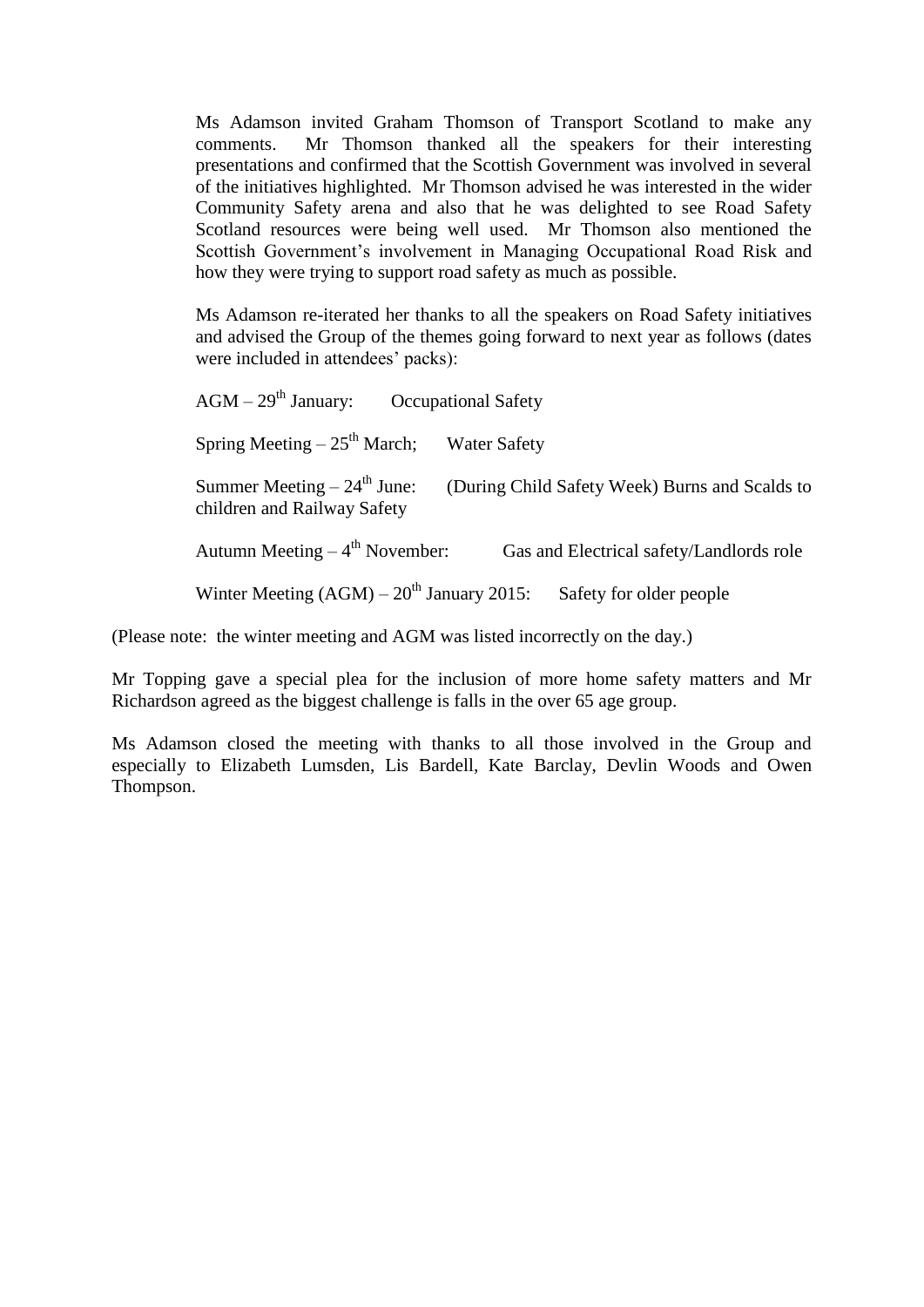Ms Adamson invited Graham Thomson of Transport Scotland to make any comments. Mr Thomson thanked all the speakers for their interesting presentations and confirmed that the Scottish Government was involved in several of the initiatives highlighted. Mr Thomson advised he was interested in the wider Community Safety arena and also that he was delighted to see Road Safety Scotland resources were being well used. Mr Thomson also mentioned the Scottish Government's involvement in Managing Occupational Road Risk and how they were trying to support road safety as much as possible.

Ms Adamson re-iterated her thanks to all the speakers on Road Safety initiatives and advised the Group of the themes going forward to next year as follows (dates were included in attendees' packs):

AGM – 29th January: Occupational Safety

Spring Meeting – 25th March; Water Safety

Summer Meeting – 24th June: (During Child Safety Week) Burns and Scalds to children and Railway Safety

Autumn Meeting – 4th November: Gas and Electrical safety/Landlords role

Winter Meeting (AGM) – 20th January 2015: Safety for older people

(Please note: the winter meeting and AGM was listed incorrectly on the day.)

Mr Topping gave a special plea for the inclusion of more home safety matters and Mr Richardson agreed as the biggest challenge is falls in the over 65 age group.

Ms Adamson closed the meeting with thanks to all those involved in the Group and especially to Elizabeth Lumsden, Lis Bardell, Kate Barclay, Devlin Woods and Owen Thompson.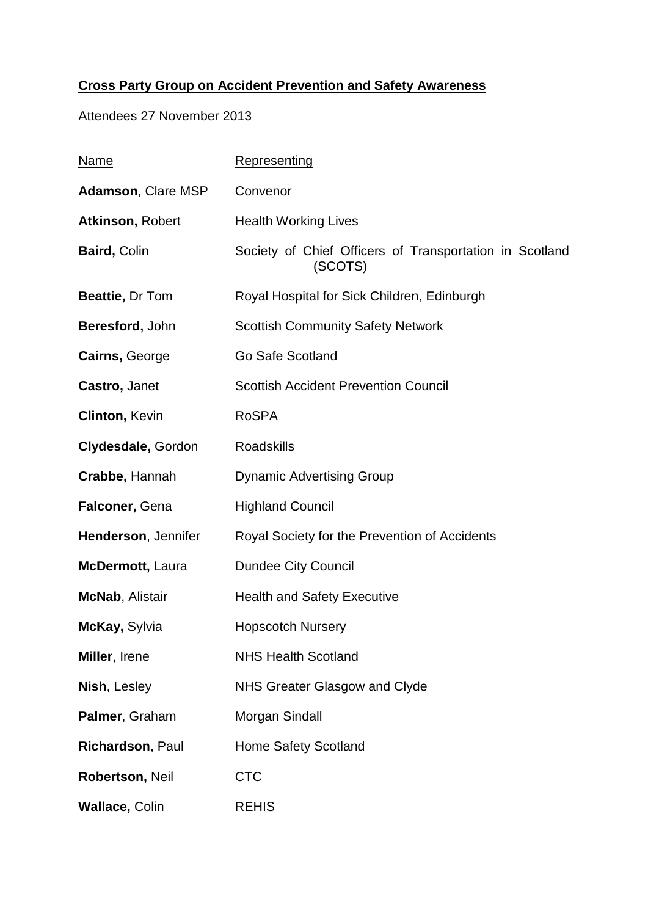**Cross Party Group on Accident Prevention and Safety Awareness**

Attendees 27 November 2013

| Name | Representing |
|---|---|
| **Adamson**, Clare MSP | Convenor |
| **Atkinson,** Robert | Health Working Lives |
| **Baird,** Colin | Society of Chief Officers of Transportation in Scotland (SCOTS) |
| **Beattie,** Dr Tom | Royal Hospital for Sick Children, Edinburgh |
| **Beresford,** John | Scottish Community Safety Network |
| **Cairns,** George | Go Safe Scotland |
| **Castro,** Janet | Scottish Accident Prevention Council |
| **Clinton,** Kevin | RoSPA |
| **Clydesdale,** Gordon | Roadskills |
| **Crabbe,** Hannah | Dynamic Advertising Group |
| **Falconer,** Gena | Highland Council |
| **Henderson**, Jennifer | Royal Society for the Prevention of Accidents |
| **McDermott,** Laura | Dundee City Council |
| **McNab**, Alistair | Health and Safety Executive |
| **McKay,** Sylvia | Hopscotch Nursery |
| **Miller**, Irene | NHS Health Scotland |
| **Nish**, Lesley | NHS Greater Glasgow and Clyde |
| **Palmer**, Graham | Morgan Sindall |
| **Richardson**, Paul | Home Safety Scotland |
| **Robertson,** Neil | CTC |
| **Wallace,** Colin | REHIS |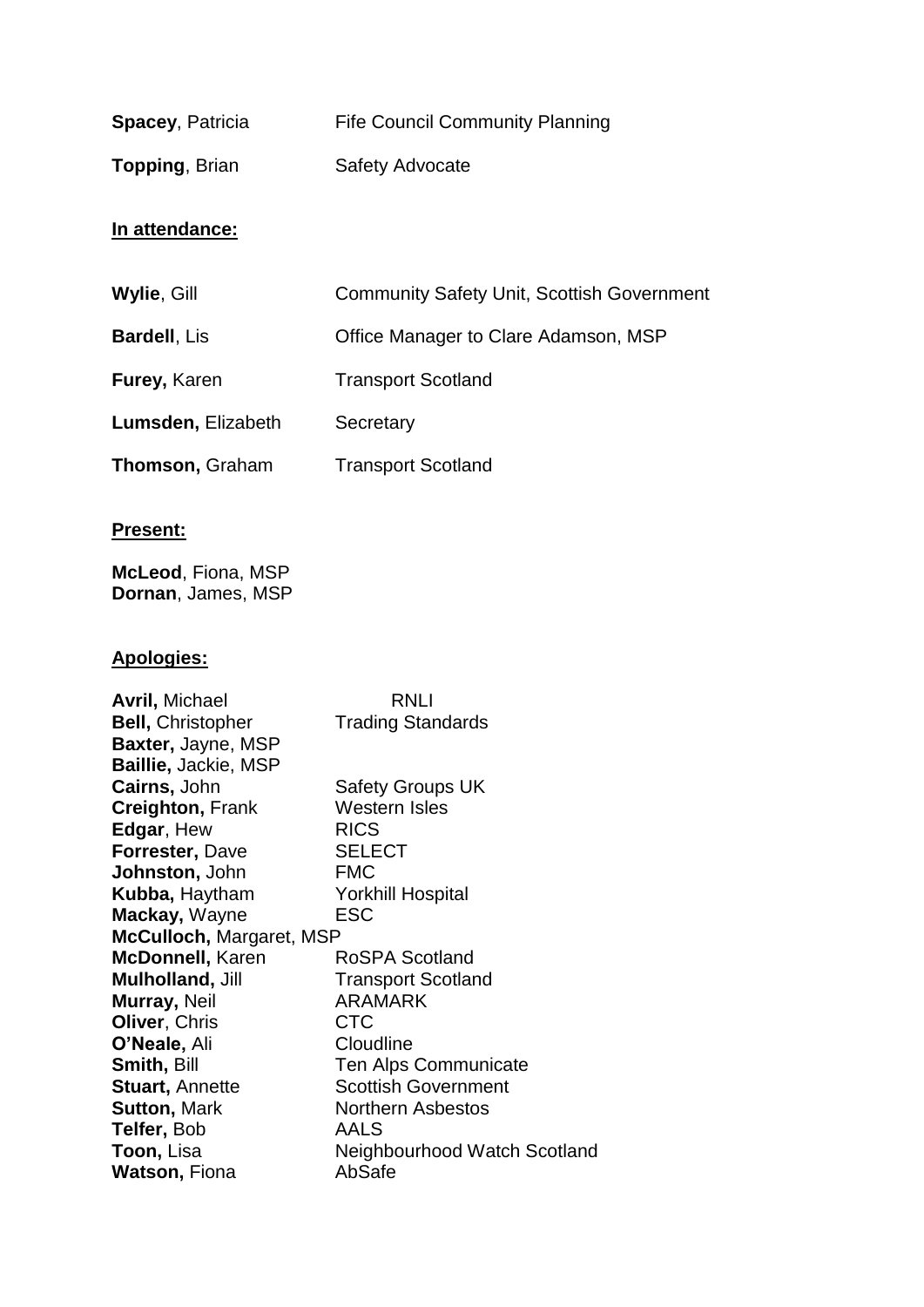| | |
|---|---|
| **Spacey**, Patricia | Fife Council Community Planning |
| **Topping**, Brian | Safety Advocate |

**In attendance:**

| | |
|---|---|
| **Wylie**, Gill | Community Safety Unit, Scottish Government |
| **Bardell**, Lis | Office Manager to Clare Adamson, MSP |
| **Furey,** Karen | Transport Scotland |
| **Lumsden,** Elizabeth | Secretary |
| **Thomson,** Graham | Transport Scotland |

**Present:**

**McLeod**, Fiona, MSP
**Dornan**, James, MSP

**Apologies:**

| | |
|---|---|
| **Avril,** Michael | RNLI |
| **Bell,** Christopher | Trading Standards |
| **Baxter,** Jayne, MSP | |
| **Baillie,** Jackie, MSP | |
| **Cairns,** John | Safety Groups UK |
| **Creighton,** Frank | Western Isles |
| **Edgar**, Hew | RICS |
| **Forrester,** Dave | SELECT |
| **Johnston,** John | FMC |
| **Kubba,** Haytham | Yorkhill Hospital |
| **Mackay,** Wayne | ESC |
| **McCulloch,** Margaret, MSP | |
| **McDonnell,** Karen | RoSPA Scotland |
| **Mulholland,** Jill | Transport Scotland |
| **Murray,** Neil | ARAMARK |
| **Oliver**, Chris | CTC |
| **O'Neale,** Ali | Cloudline |
| **Smith,** Bill | Ten Alps Communicate |
| **Stuart,** Annette | Scottish Government |
| **Sutton,** Mark | Northern Asbestos |
| **Telfer,** Bob | AALS |
| **Toon,** Lisa | Neighbourhood Watch Scotland |
| **Watson,** Fiona | AbSafe |